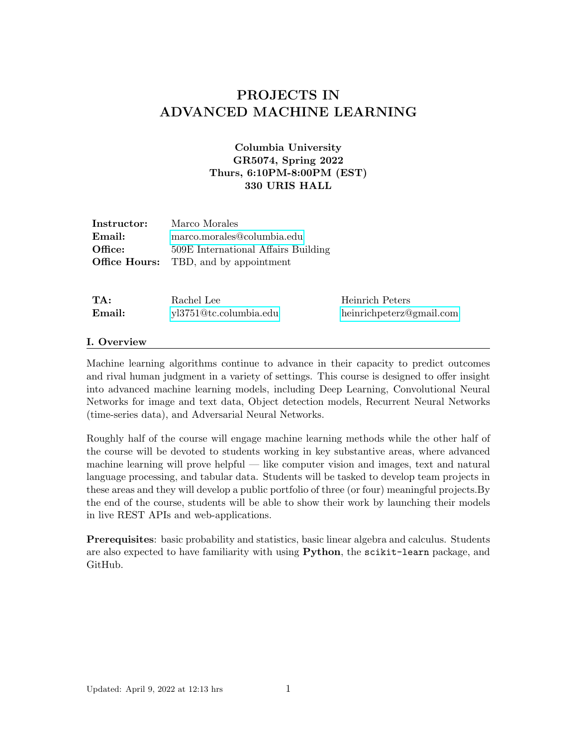# PROJECTS IN ADVANCED MACHINE LEARNING

**Columbia University**
**GR5074, Spring 2022**
**Thurs, 6:10PM-8:00PM (EST)**
**330 URIS HALL**

| | |
|---|---|
| **Instructor:** | Marco Morales |
| **Email:** | marco.morales@columbia.edu |
| **Office:** | 509E International Affairs Building |
| **Office Hours:** | TBD, and by appointment |

| | | |
|---|---|---|
| **TA:** | Rachel Lee | Heinrich Peters |
| **Email:** | yl3751@tc.columbia.edu | heinrichpeterz@gmail.com |

## I. Overview

Machine learning algorithms continue to advance in their capacity to predict outcomes and rival human judgment in a variety of settings. This course is designed to offer insight into advanced machine learning models, including Deep Learning, Convolutional Neural Networks for image and text data, Object detection models, Recurrent Neural Networks (time-series data), and Adversarial Neural Networks.

Roughly half of the course will engage machine learning methods while the other half of the course will be devoted to students working in key substantive areas, where advanced machine learning will prove helpful — like computer vision and images, text and natural language processing, and tabular data. Students will be tasked to develop team projects in these areas and they will develop a public portfolio of three (or four) meaningful projects.By the end of the course, students will be able to show their work by launching their models in live REST APIs and web-applications.

**Prerequisites**: basic probability and statistics, basic linear algebra and calculus. Students are also expected to have familiarity with using **Python**, the `scikit-learn` package, and GitHub.

Updated: April 9, 2022 at 12:13 hrs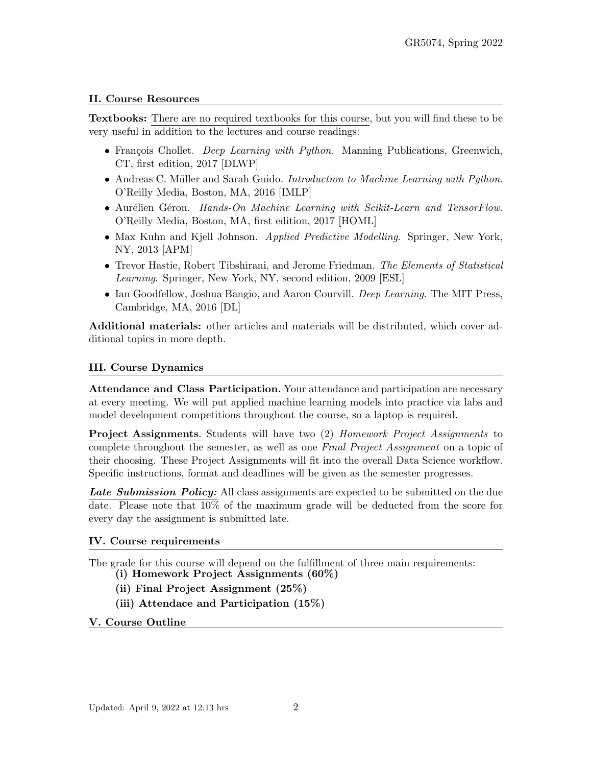## II. Course Resources

**Textbooks:** There are no required textbooks for this course, but you will find these to be very useful in addition to the lectures and course readings:

- François Chollet. *Deep Learning with Python*. Manning Publications, Greenwich, CT, first edition, 2017 [DLWP]
- Andreas C. Müller and Sarah Guido. *Introduction to Machine Learning with Python*. O'Reilly Media, Boston, MA, 2016 [IMLP]
- Aurélien Géron. *Hands-On Machine Learning with Scikit-Learn and TensorFlow*. O'Reilly Media, Boston, MA, first edition, 2017 [HOML]
- Max Kuhn and Kjell Johnson. *Applied Predictive Modelling*. Springer, New York, NY, 2013 [APM]
- Trevor Hastie, Robert Tibshirani, and Jerome Friedman. *The Elements of Statistical Learning*. Springer, New York, NY, second edition, 2009 [ESL]
- Ian Goodfellow, Joshua Bangio, and Aaron Courvill. *Deep Learning*. The MIT Press, Cambridge, MA, 2016 [DL]

**Additional materials:** other articles and materials will be distributed, which cover additional topics in more depth.

## III. Course Dynamics

**Attendance and Class Participation.** Your attendance and participation are necessary at every meeting. We will put applied machine learning models into practice via labs and model development competitions throughout the course, so a laptop is required.

**Project Assignments**. Students will have two (2) *Homework Project Assignments* to complete throughout the semester, as well as one *Final Project Assignment* on a topic of their choosing. These Project Assignments will fit into the overall Data Science workflow. Specific instructions, format and deadlines will be given as the semester progresses.

***Late Submission Policy:*** All class assignments are expected to be submitted on the due date. Please note that 10% of the maximum grade will be deducted from the score for every day the assignment is submitted late.

## IV. Course requirements

The grade for this course will depend on the fulfillment of three main requirements:

**(i) Homework Project Assignments (60%)**

**(ii) Final Project Assignment (25%)**

**(iii) Attendace and Participation (15%)**

## V. Course Outline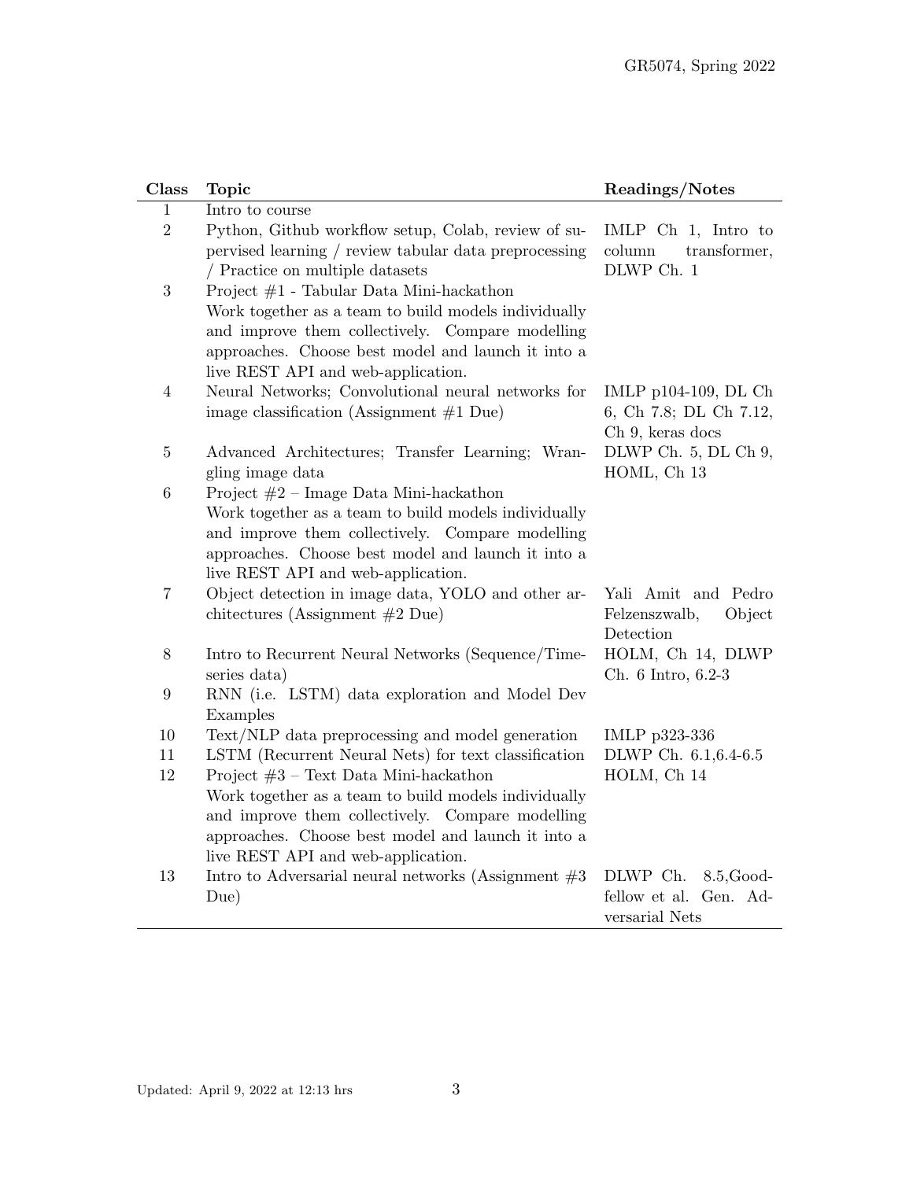| Class | Topic | Readings/Notes |
|---|---|---|
| 1 | Intro to course | |
| 2 | Python, Github workflow setup, Colab, review of supervised learning / review tabular data preprocessing / Practice on multiple datasets | IMLP Ch 1, Intro to column transformer, DLWP Ch. 1 |
| 3 | Project #1 - Tabular Data Mini-hackathon<br>Work together as a team to build models individually and improve them collectively. Compare modelling approaches. Choose best model and launch it into a live REST API and web-application. | |
| 4 | Neural Networks; Convolutional neural networks for image classification (Assignment #1 Due) | IMLP p104-109, DL Ch 6, Ch 7.8; DL Ch 7.12, Ch 9, keras docs |
| 5 | Advanced Architectures; Transfer Learning; Wrangling image data | DLWP Ch. 5, DL Ch 9, HOML, Ch 13 |
| 6 | Project #2 – Image Data Mini-hackathon<br>Work together as a team to build models individually and improve them collectively. Compare modelling approaches. Choose best model and launch it into a live REST API and web-application. | |
| 7 | Object detection in image data, YOLO and other architectures (Assignment #2 Due) | Yali Amit and Pedro Felzenszwalb, Object Detection |
| 8 | Intro to Recurrent Neural Networks (Sequence/Time-series data) | HOLM, Ch 14, DLWP Ch. 6 Intro, 6.2-3 |
| 9 | RNN (i.e. LSTM) data exploration and Model Dev Examples | |
| 10 | Text/NLP data preprocessing and model generation | IMLP p323-336 |
| 11 | LSTM (Recurrent Neural Nets) for text classification | DLWP Ch. 6.1,6.4-6.5 |
| 12 | Project #3 – Text Data Mini-hackathon<br>Work together as a team to build models individually and improve them collectively. Compare modelling approaches. Choose best model and launch it into a live REST API and web-application. | HOLM, Ch 14 |
| 13 | Intro to Adversarial neural networks (Assignment #3 Due) | DLWP Ch. 8.5,Goodfellow et al. Gen. Adversarial Nets |

Updated: April 9, 2022 at 12:13 hrs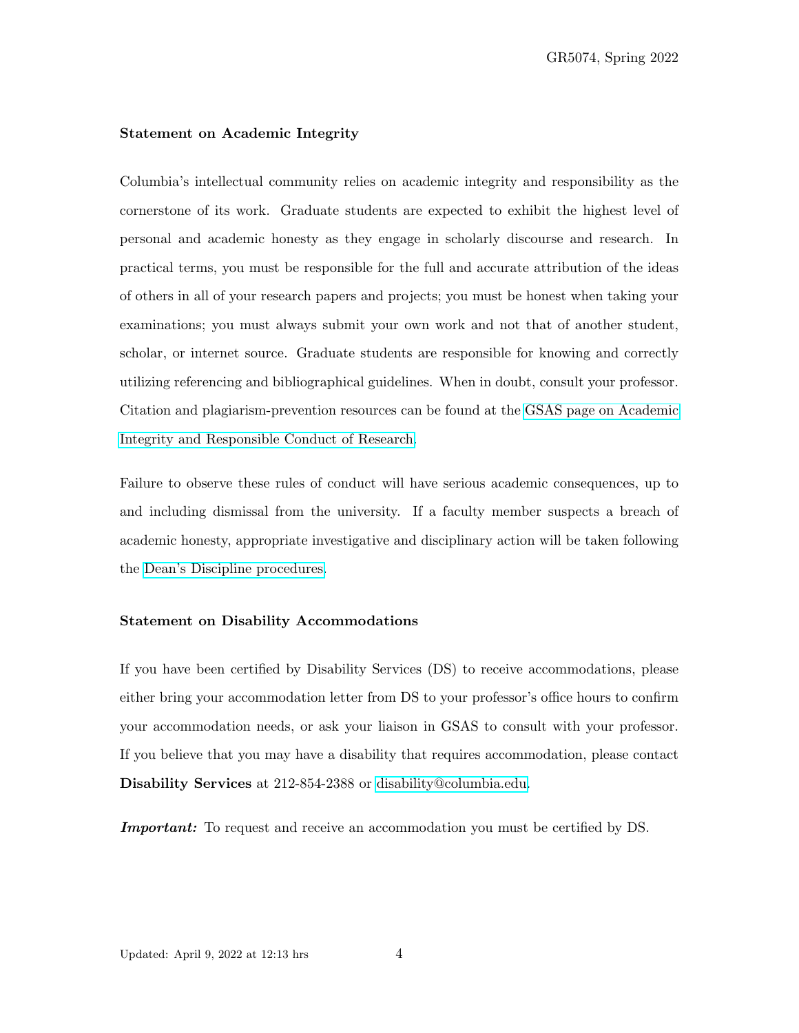**Statement on Academic Integrity**

Columbia's intellectual community relies on academic integrity and responsibility as the cornerstone of its work. Graduate students are expected to exhibit the highest level of personal and academic honesty as they engage in scholarly discourse and research. In practical terms, you must be responsible for the full and accurate attribution of the ideas of others in all of your research papers and projects; you must be honest when taking your examinations; you must always submit your own work and not that of another student, scholar, or internet source. Graduate students are responsible for knowing and correctly utilizing referencing and bibliographical guidelines. When in doubt, consult your professor. Citation and plagiarism-prevention resources can be found at the GSAS page on Academic Integrity and Responsible Conduct of Research.

Failure to observe these rules of conduct will have serious academic consequences, up to and including dismissal from the university. If a faculty member suspects a breach of academic honesty, appropriate investigative and disciplinary action will be taken following the Dean's Discipline procedures.

**Statement on Disability Accommodations**

If you have been certified by Disability Services (DS) to receive accommodations, please either bring your accommodation letter from DS to your professor's office hours to confirm your accommodation needs, or ask your liaison in GSAS to consult with your professor. If you believe that you may have a disability that requires accommodation, please contact **Disability Services** at 212-854-2388 or disability@columbia.edu.

***Important:*** To request and receive an accommodation you must be certified by DS.

Updated: April 9, 2022 at 12:13 hrs